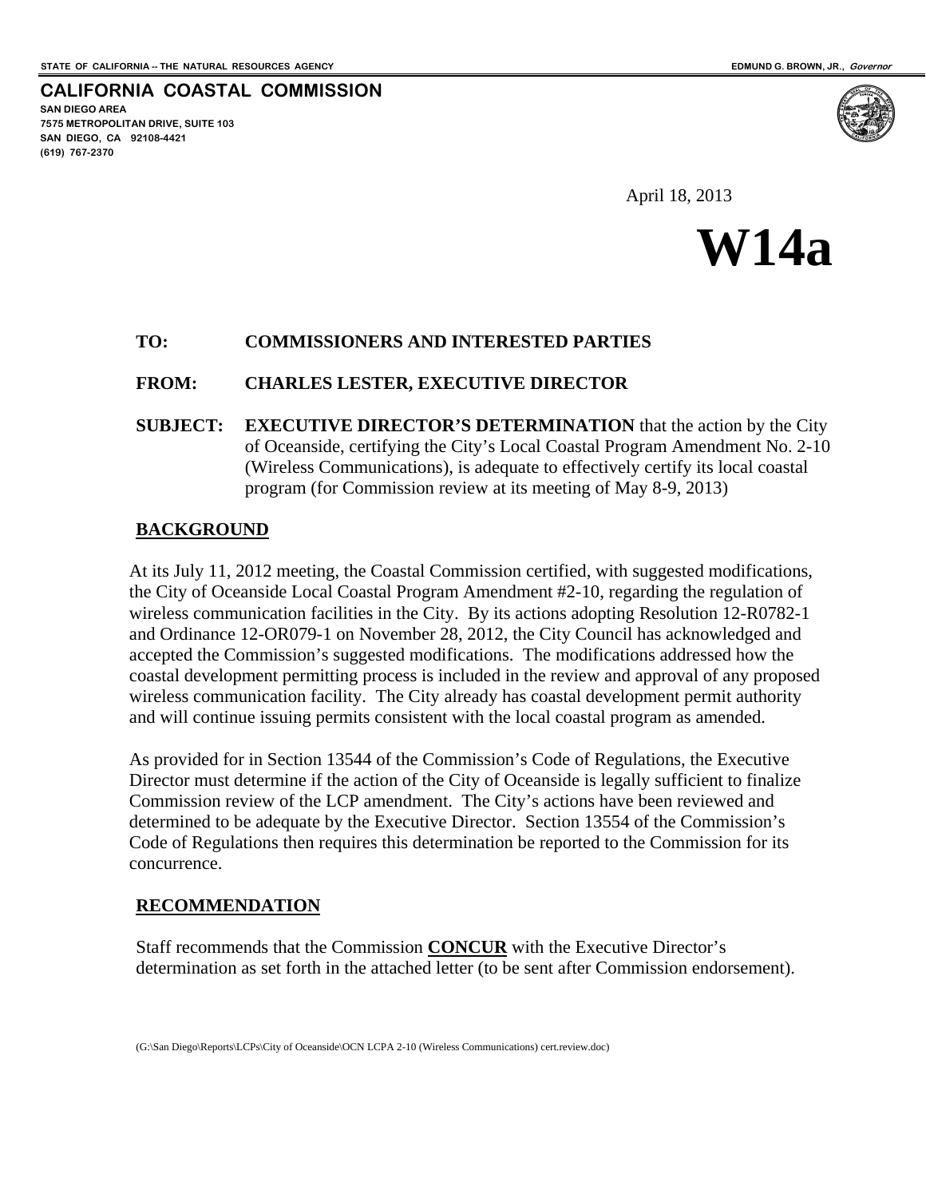STATE OF CALIFORNIA -- THE NATURAL RESOURCES AGENCY

EDMUND G. BROWN, JR., *Governor*

**CALIFORNIA COASTAL COMMISSION**

**SAN DIEGO AREA**
**7575 METROPOLITAN DRIVE, SUITE 103**
**SAN DIEGO, CA 92108-4421**
**(619) 767-2370**

April 18, 2013

# W14a

**TO:** **COMMISSIONERS AND INTERESTED PARTIES**

**FROM:** **CHARLES LESTER, EXECUTIVE DIRECTOR**

**SUBJECT:** **EXECUTIVE DIRECTOR'S DETERMINATION** that the action by the City of Oceanside, certifying the City's Local Coastal Program Amendment No. 2-10 (Wireless Communications), is adequate to effectively certify its local coastal program (for Commission review at its meeting of May 8-9, 2013)

## BACKGROUND

At its July 11, 2012 meeting, the Coastal Commission certified, with suggested modifications, the City of Oceanside Local Coastal Program Amendment #2-10, regarding the regulation of wireless communication facilities in the City. By its actions adopting Resolution 12-R0782-1 and Ordinance 12-OR079-1 on November 28, 2012, the City Council has acknowledged and accepted the Commission's suggested modifications. The modifications addressed how the coastal development permitting process is included in the review and approval of any proposed wireless communication facility. The City already has coastal development permit authority and will continue issuing permits consistent with the local coastal program as amended.

As provided for in Section 13544 of the Commission's Code of Regulations, the Executive Director must determine if the action of the City of Oceanside is legally sufficient to finalize Commission review of the LCP amendment. The City's actions have been reviewed and determined to be adequate by the Executive Director. Section 13554 of the Commission's Code of Regulations then requires this determination be reported to the Commission for its concurrence.

## RECOMMENDATION

Staff recommends that the Commission **CONCUR** with the Executive Director's determination as set forth in the attached letter (to be sent after Commission endorsement).

(G:\San Diego\Reports\LCPs\City of Oceanside\OCN LCPA 2-10 (Wireless Communications) cert.review.doc)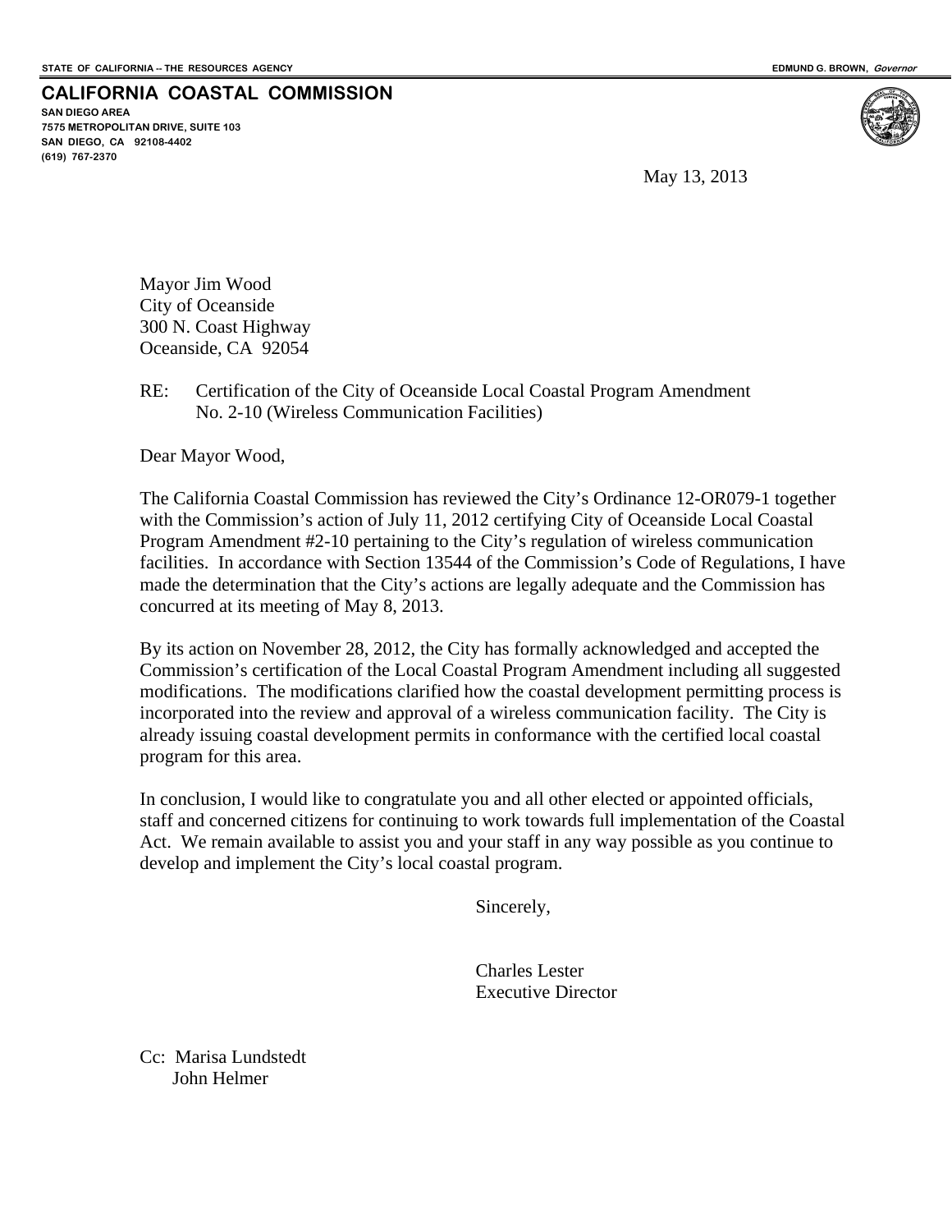STATE OF CALIFORNIA -- THE RESOURCES AGENCY

EDMUND G. BROWN, *Governor*

**CALIFORNIA COASTAL COMMISSION**

**SAN DIEGO AREA**
**7575 METROPOLITAN DRIVE, SUITE 103**
**SAN DIEGO, CA 92108-4402**
**(619) 767-2370**

May 13, 2013

Mayor Jim Wood
City of Oceanside
300 N. Coast Highway
Oceanside, CA 92054

RE: Certification of the City of Oceanside Local Coastal Program Amendment No. 2-10 (Wireless Communication Facilities)

Dear Mayor Wood,

The California Coastal Commission has reviewed the City's Ordinance 12-OR079-1 together with the Commission's action of July 11, 2012 certifying City of Oceanside Local Coastal Program Amendment #2-10 pertaining to the City's regulation of wireless communication facilities. In accordance with Section 13544 of the Commission's Code of Regulations, I have made the determination that the City's actions are legally adequate and the Commission has concurred at its meeting of May 8, 2013.

By its action on November 28, 2012, the City has formally acknowledged and accepted the Commission's certification of the Local Coastal Program Amendment including all suggested modifications. The modifications clarified how the coastal development permitting process is incorporated into the review and approval of a wireless communication facility. The City is already issuing coastal development permits in conformance with the certified local coastal program for this area.

In conclusion, I would like to congratulate you and all other elected or appointed officials, staff and concerned citizens for continuing to work towards full implementation of the Coastal Act. We remain available to assist you and your staff in any way possible as you continue to develop and implement the City's local coastal program.

Sincerely,

Charles Lester
Executive Director

Cc: Marisa Lundstedt
John Helmer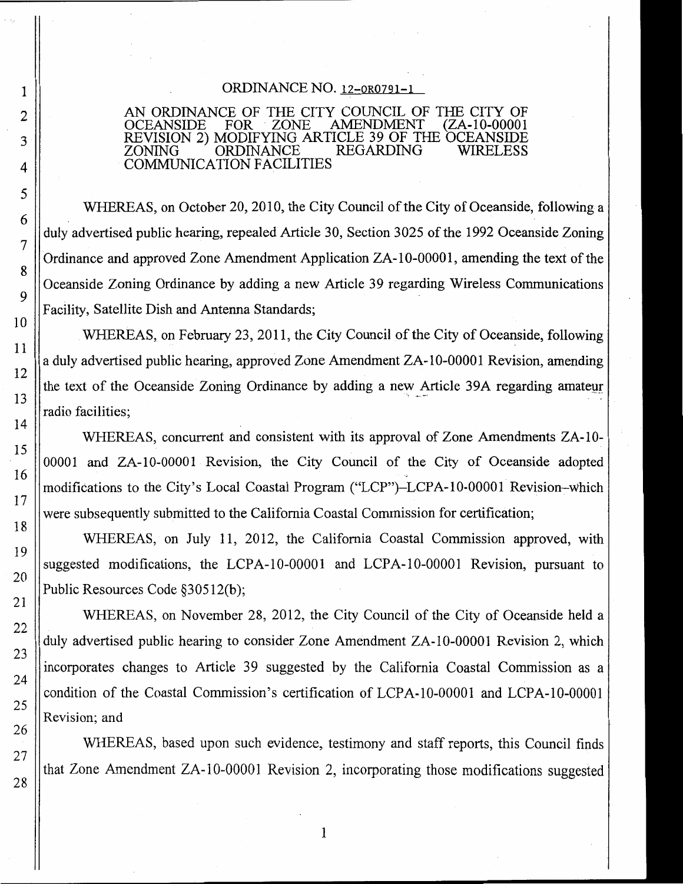# ORDINANCE NO. 12-OR0791-1

AN ORDINANCE OF THE CITY COUNCIL OF THE CITY OF OCEANSIDE FOR ZONE AMENDMENT (ZA-10-00001 REVISION 2) MODIFYING ARTICLE 39 OF THE OCEANSIDE ZONING ORDINANCE REGARDING WIRELESS COMMUNICATION FACILITIES

WHEREAS, on October 20, 2010, the City Council of the City of Oceanside, following a duly advertised public hearing, repealed Article 30, Section 3025 of the 1992 Oceanside Zoning Ordinance and approved Zone Amendment Application ZA-10-00001, amending the text of the Oceanside Zoning Ordinance by adding a new Article 39 regarding Wireless Communications Facility, Satellite Dish and Antenna Standards;

WHEREAS, on February 23, 2011, the City Council of the City of Oceanside, following a duly advertised public hearing, approved Zone Amendment ZA-10-00001 Revision, amending the text of the Oceanside Zoning Ordinance by adding a new Article 39A regarding amateur radio facilities;

WHEREAS, concurrent and consistent with its approval of Zone Amendments ZA-10-00001 and ZA-10-00001 Revision, the City Council of the City of Oceanside adopted modifications to the City's Local Coastal Program ("LCP")–LCPA-10-00001 Revision–which were subsequently submitted to the California Coastal Commission for certification;

WHEREAS, on July 11, 2012, the California Coastal Commission approved, with suggested modifications, the LCPA-10-00001 and LCPA-10-00001 Revision, pursuant to Public Resources Code §30512(b);

WHEREAS, on November 28, 2012, the City Council of the City of Oceanside held a duly advertised public hearing to consider Zone Amendment ZA-10-00001 Revision 2, which incorporates changes to Article 39 suggested by the California Coastal Commission as a condition of the Coastal Commission's certification of LCPA-10-00001 and LCPA-10-00001 Revision; and

WHEREAS, based upon such evidence, testimony and staff reports, this Council finds that Zone Amendment ZA-10-00001 Revision 2, incorporating those modifications suggested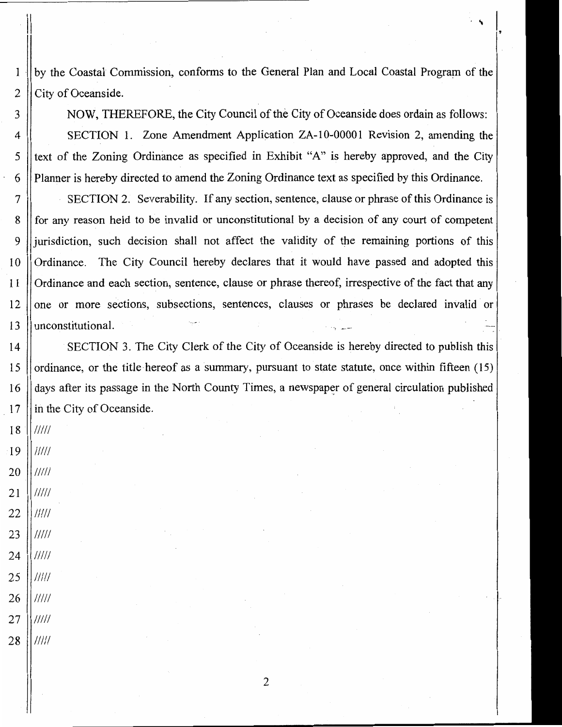by the Coastal Commission, conforms to the General Plan and Local Coastal Program of the City of Oceanside.

NOW, THEREFORE, the City Council of the City of Oceanside does ordain as follows:

SECTION 1. Zone Amendment Application ZA-10-00001 Revision 2, amending the text of the Zoning Ordinance as specified in Exhibit "A" is hereby approved, and the City Planner is hereby directed to amend the Zoning Ordinance text as specified by this Ordinance.

SECTION 2. Severability. If any section, sentence, clause or phrase of this Ordinance is for any reason held to be invalid or unconstitutional by a decision of any court of competent jurisdiction, such decision shall not affect the validity of the remaining portions of this Ordinance. The City Council hereby declares that it would have passed and adopted this Ordinance and each section, sentence, clause or phrase thereof, irrespective of the fact that any one or more sections, subsections, sentences, clauses or phrases be declared invalid or unconstitutional.

SECTION 3. The City Clerk of the City of Oceanside is hereby directed to publish this ordinance, or the title hereof as a summary, pursuant to state statute, once within fifteen (15) days after its passage in the North County Times, a newspaper of general circulation published in the City of Oceanside.

/////

/////

/////

/////

/////

/////

/////

/////

/////

/////

/////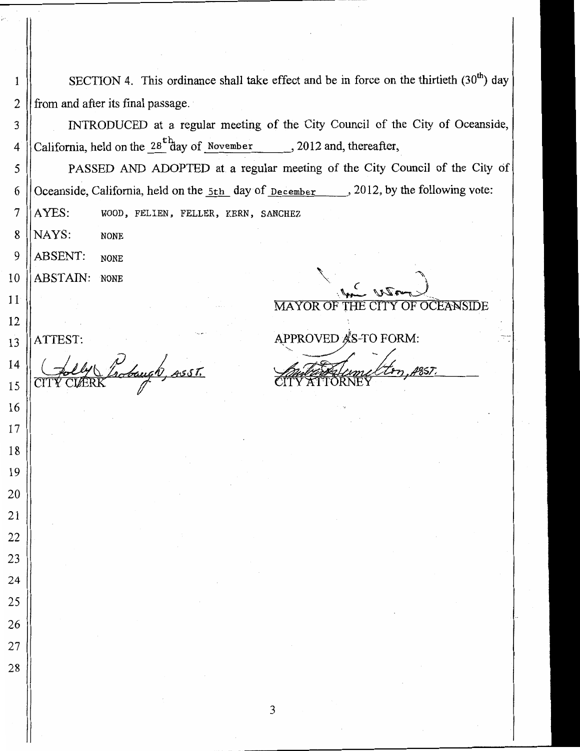SECTION 4. This ordinance shall take effect and be in force on the thirtieth (30th) day from and after its final passage.

INTRODUCED at a regular meeting of the City Council of the City of Oceanside, California, held on the 28th day of November, 2012 and, thereafter,

PASSED AND ADOPTED at a regular meeting of the City Council of the City of Oceanside, California, held on the 5th day of December, 2012, by the following vote:

AYES: WOOD, FELIEN, FELLER, KERN, SANCHEZ

NAYS: NONE

ABSENT: NONE

ABSTAIN: NONE

MAYOR OF THE CITY OF OCEANSIDE

ATTEST:

ASST.
CITY CLERK

APPROVED AS TO FORM:

ASST.
CITY ATTORNEY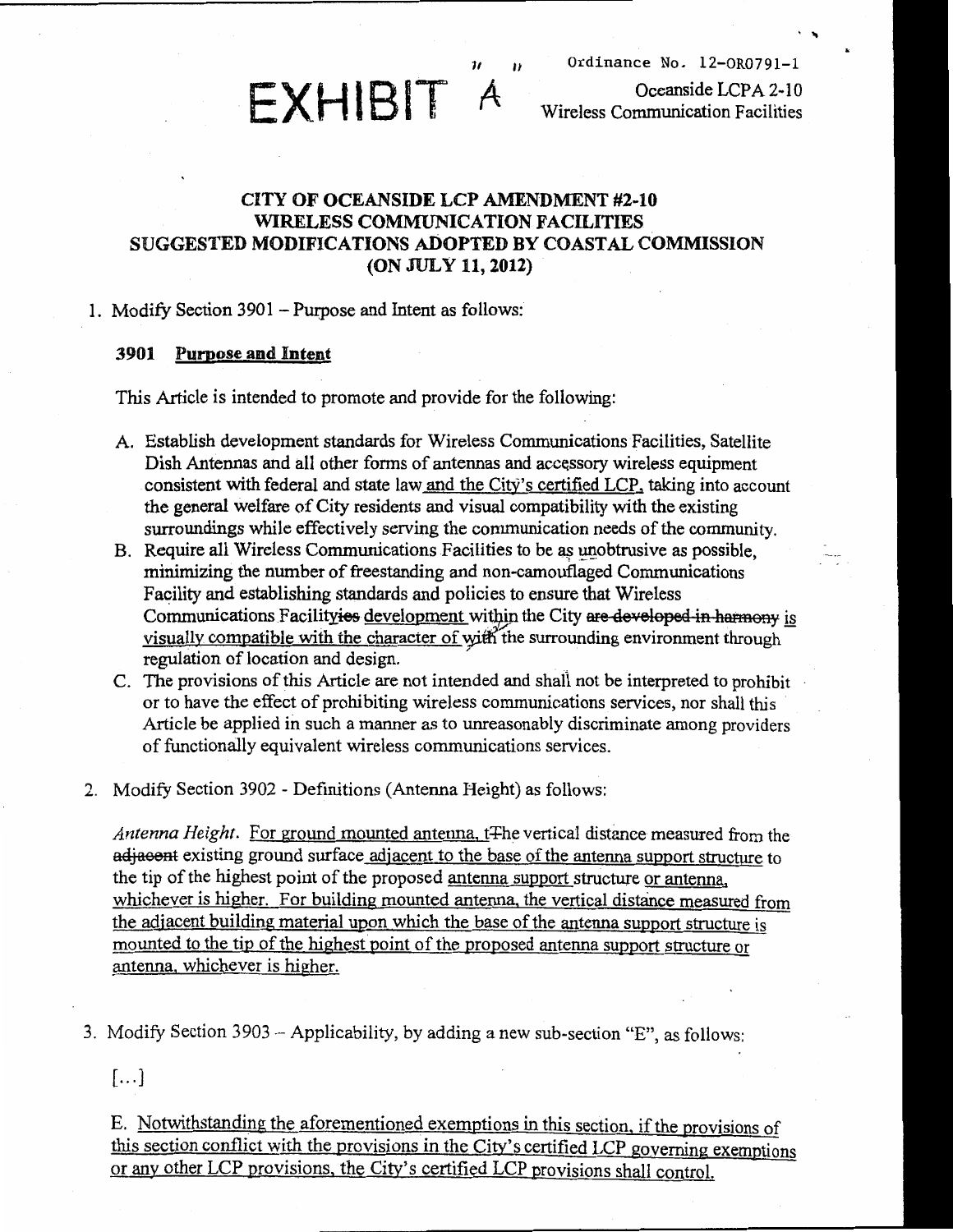# EXHIBIT A

Ordinance No. 12-OR0791-1

Oceanside LCPA 2-10
Wireless Communication Facilities

## CITY OF OCEANSIDE LCP AMENDMENT #2-10
## WIRELESS COMMUNICATION FACILITIES
## SUGGESTED MODIFICATIONS ADOPTED BY COASTAL COMMISSION
## (ON JULY 11, 2012)

1. Modify Section 3901 – Purpose and Intent as follows:

### 3901 Purpose and Intent

This Article is intended to promote and provide for the following:

A. Establish development standards for Wireless Communications Facilities, Satellite Dish Antennas and all other forms of antennas and accessory wireless equipment consistent with federal and state law and the City's certified LCP, taking into account the general welfare of City residents and visual compatibility with the existing surroundings while effectively serving the communication needs of the community.

B. Require all Wireless Communications Facilities to be as unobtrusive as possible, minimizing the number of freestanding and non-camouflaged Communications Facility and establishing standards and policies to ensure that Wireless Communications Facilityies development within the City ~~are developed in harmony~~ is visually compatible with the character of with the surrounding environment through regulation of location and design.

C. The provisions of this Article are not intended and shall not be interpreted to prohibit or to have the effect of prohibiting wireless communications services, nor shall this Article be applied in such a manner as to unreasonably discriminate among providers of functionally equivalent wireless communications services.

2. Modify Section 3902 - Definitions (Antenna Height) as follows:

*Antenna Height*. For ground mounted antenna, tThe vertical distance measured from the ~~adjacent~~ existing ground surface adjacent to the base of the antenna support structure to the tip of the highest point of the proposed antenna support structure or antenna, whichever is higher. For building mounted antenna, the vertical distance measured from the adjacent building material upon which the base of the antenna support structure is mounted to the tip of the highest point of the proposed antenna support structure or antenna, whichever is higher.

3. Modify Section 3903 – Applicability, by adding a new sub-section "E", as follows:

[…]

E. Notwithstanding the aforementioned exemptions in this section, if the provisions of this section conflict with the provisions in the City's certified LCP governing exemptions or any other LCP provisions, the City's certified LCP provisions shall control.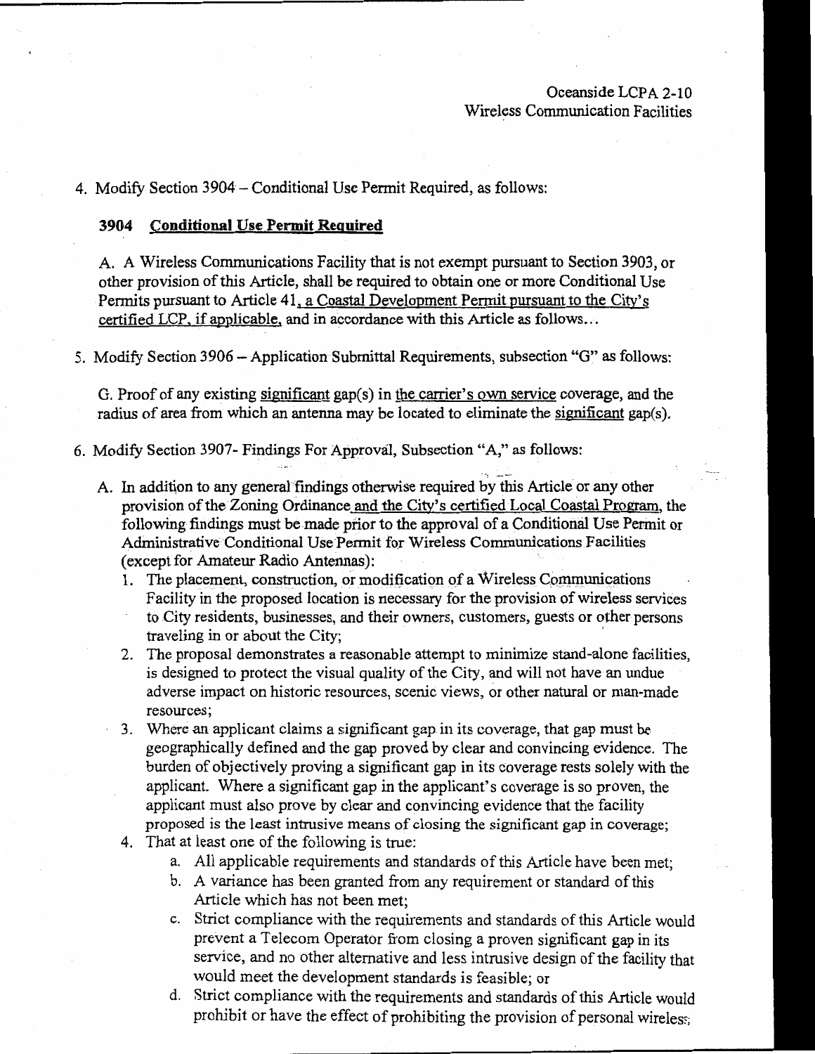4. Modify Section 3904 – Conditional Use Permit Required, as follows:

**3904 Conditional Use Permit Required**

A. A Wireless Communications Facility that is not exempt pursuant to Section 3903, or other provision of this Article, shall be required to obtain one or more Conditional Use Permits pursuant to Article 41, a Coastal Development Permit pursuant to the City's certified LCP, if applicable, and in accordance with this Article as follows...

5. Modify Section 3906 – Application Submittal Requirements, subsection "G" as follows:

G. Proof of any existing significant gap(s) in the carrier's own service coverage, and the radius of area from which an antenna may be located to eliminate the significant gap(s).

6. Modify Section 3907- Findings For Approval, Subsection "A," as follows:

A. In addition to any general findings otherwise required by this Article or any other provision of the Zoning Ordinance and the City's certified Local Coastal Program, the following findings must be made prior to the approval of a Conditional Use Permit or Administrative Conditional Use Permit for Wireless Communications Facilities (except for Amateur Radio Antennas):
   1. The placement, construction, or modification of a Wireless Communications Facility in the proposed location is necessary for the provision of wireless services to City residents, businesses, and their owners, customers, guests or other persons traveling in or about the City;
   2. The proposal demonstrates a reasonable attempt to minimize stand-alone facilities, is designed to protect the visual quality of the City, and will not have an undue adverse impact on historic resources, scenic views, or other natural or man-made resources;
   3. Where an applicant claims a significant gap in its coverage, that gap must be geographically defined and the gap proved by clear and convincing evidence. The burden of objectively proving a significant gap in its coverage rests solely with the applicant. Where a significant gap in the applicant's coverage is so proven, the applicant must also prove by clear and convincing evidence that the facility proposed is the least intrusive means of closing the significant gap in coverage;
   4. That at least one of the following is true:
      a. All applicable requirements and standards of this Article have been met;
      b. A variance has been granted from any requirement or standard of this Article which has not been met;
      c. Strict compliance with the requirements and standards of this Article would prevent a Telecom Operator from closing a proven significant gap in its service, and no other alternative and less intrusive design of the facility that would meet the development standards is feasible; or
      d. Strict compliance with the requirements and standards of this Article would prohibit or have the effect of prohibiting the provision of personal wireless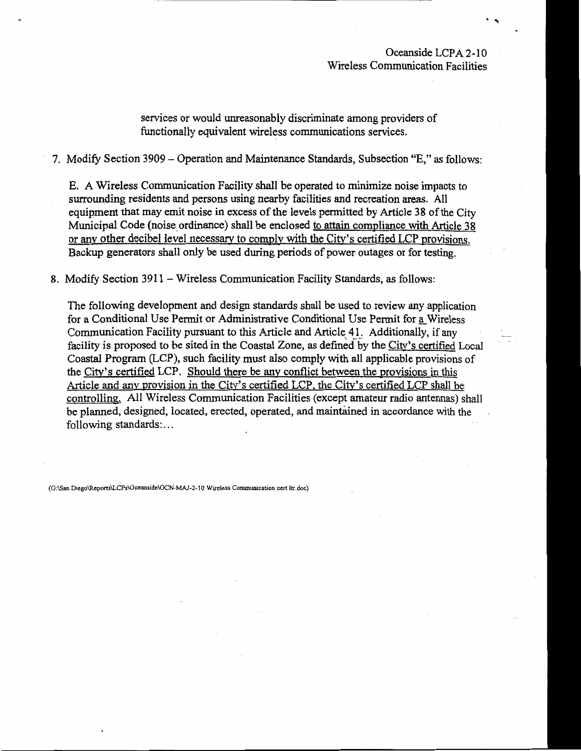services or would unreasonably discriminate among providers of functionally equivalent wireless communications services.

7. Modify Section 3909 – Operation and Maintenance Standards, Subsection "E," as follows:

   E. A Wireless Communication Facility shall be operated to minimize noise impacts to surrounding residents and persons using nearby facilities and recreation areas. All equipment that may emit noise in excess of the levels permitted by Article 38 of the City Municipal Code (noise ordinance) shall be enclosed <u>to attain compliance with Article 38 or any other decibel level necessary to comply with the City's certified LCP provisions.</u> Backup generators shall only be used during periods of power outages or for testing.

8. Modify Section 3911 – Wireless Communication Facility Standards, as follows:

   The following development and design standards shall be used to review any application for a Conditional Use Permit or Administrative Conditional Use Permit for <u>a</u> Wireless Communication Facility pursuant to this Article and Article 41. Additionally, if any facility is proposed to be sited in the Coastal Zone, as defined by the <u>City's certified</u> Local Coastal Program (LCP), such facility must also comply with all applicable provisions of the <u>City's certified</u> LCP. <u>Should there be any conflict between the provisions in this Article and any provision in the City's certified LCP, the City's certified LCP shall be controlling.</u> All Wireless Communication Facilities (except amateur radio antennas) shall be planned, designed, located, erected, operated, and maintained in accordance with the following standards:...

(G:\San Diego\Reports\LCPs\Oceanside\OCN-MAJ-2-10 Wireless Communication cert ltr.doc)